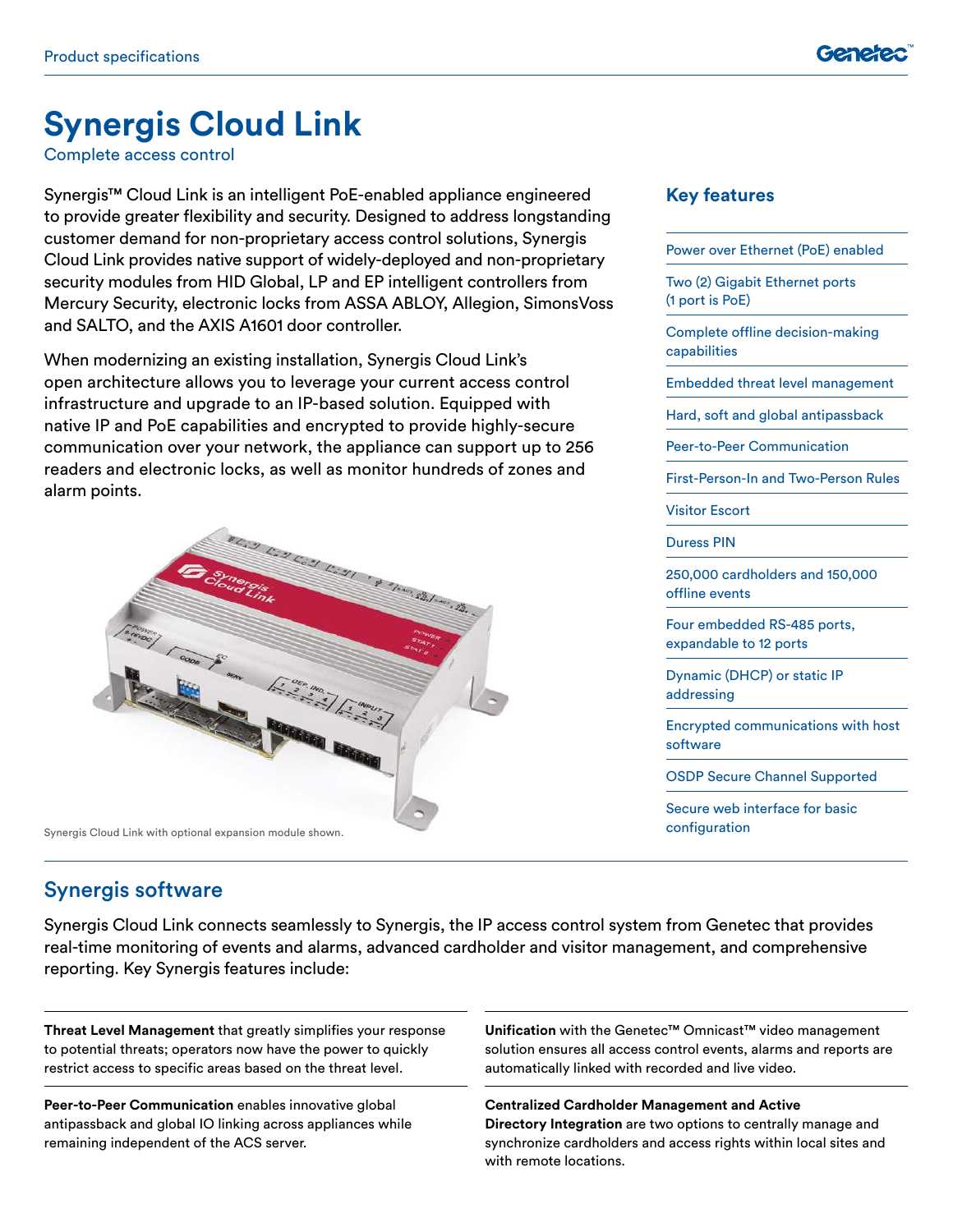# Synergis Cloud Link

Complete access control

Synergis™ Cloud Link is an intelligent PoE-enabled appliance engineered to provide greater flexibility and security. Designed to address longstanding customer demand for non-proprietary access control solutions, Synergis Cloud Link provides native support of widely-deployed and non-proprietary security modules from HID Global, LP and EP intelligent controllers from Mercury Security, electronic locks from ASSA ABLOY, Allegion, SimonsVoss and SALTO, and the AXIS A1601 door controller.

When modernizing an existing installation, Synergis Cloud Link's open architecture allows you to leverage your current access control infrastructure and upgrade to an IP-based solution. Equipped with native IP and PoE capabilities and encrypted to provide highly-secure communication over your network, the appliance can support up to 256 readers and electronic locks, as well as monitor hundreds of zones and alarm points.

Synergis Cloud Link with optional expansion module shown.

## Key features

- Power over Ethernet (PoE) enabled
- Two (2) Gigabit Ethernet ports (1 port is PoE)
- Complete offline decision-making capabilities
- Embedded threat level management
- Hard, soft and global antipassback
- Peer-to-Peer Communication
- First-Person-In and Two-Person Rules
- Visitor Escort
- Duress PIN
- 250,000 cardholders and 150,000 offline events
- Four embedded RS-485 ports, expandable to 12 ports
- Dynamic (DHCP) or static IP addressing
- Encrypted communications with host software
- OSDP Secure Channel Supported
- Secure web interface for basic configuration

## Synergis software

Synergis Cloud Link connects seamlessly to Synergis, the IP access control system from Genetec that provides real-time monitoring of events and alarms, advanced cardholder and visitor management, and comprehensive reporting. Key Synergis features include:

**Threat Level Management** that greatly simplifies your response to potential threats; operators now have the power to quickly restrict access to specific areas based on the threat level.

**Peer-to-Peer Communication** enables innovative global antipassback and global IO linking across appliances while remaining independent of the ACS server.

**Unification** with the Genetec™ Omnicast™ video management solution ensures all access control events, alarms and reports are automatically linked with recorded and live video.

**Centralized Cardholder Management and Active Directory Integration** are two options to centrally manage and synchronize cardholders and access rights within local sites and with remote locations.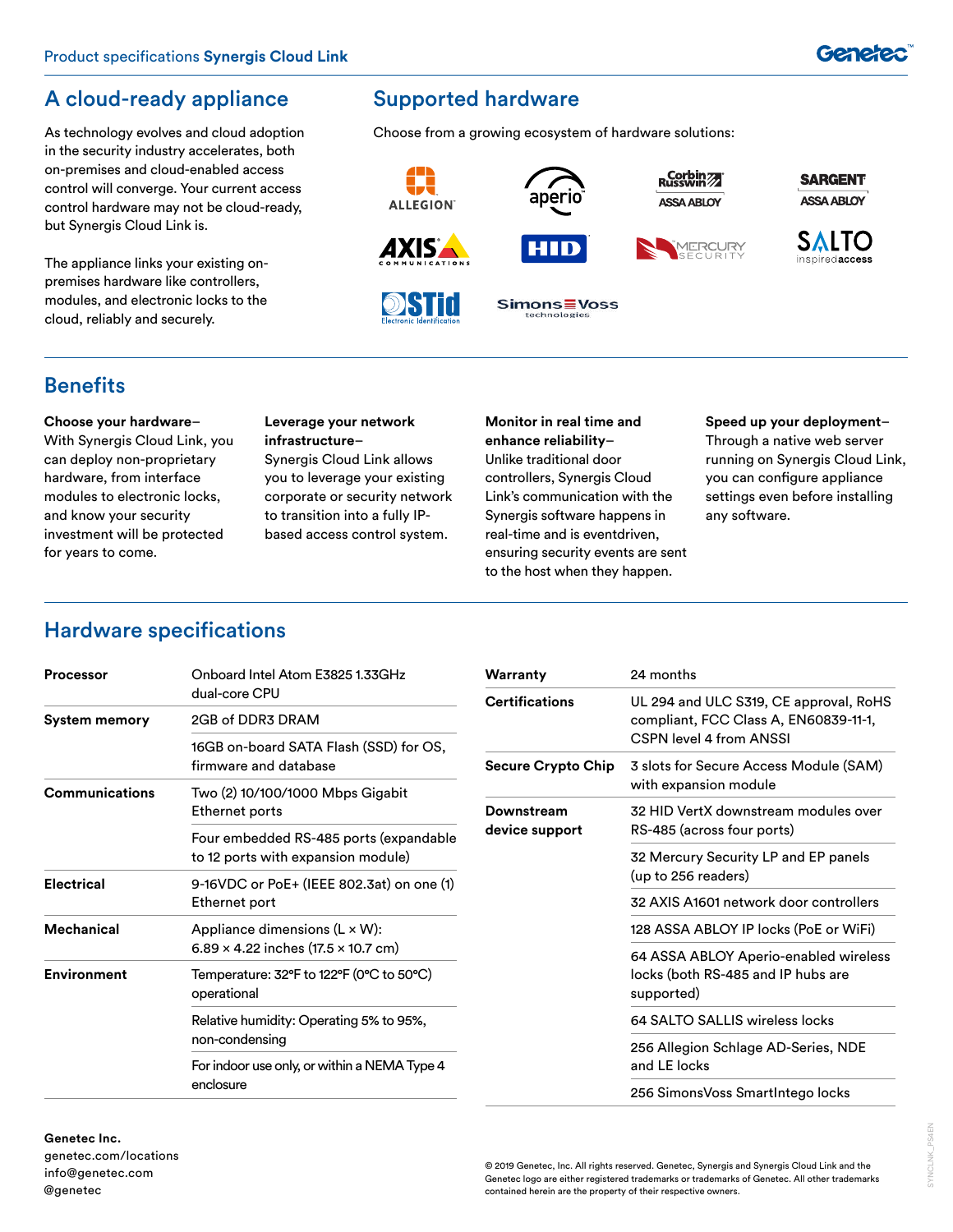## A cloud-ready appliance

As technology evolves and cloud adoption in the security industry accelerates, both on-premises and cloud-enabled access control will converge. Your current access control hardware may not be cloud-ready, but Synergis Cloud Link is.

The appliance links your existing on-premises hardware like controllers, modules, and electronic locks to the cloud, reliably and securely.

## Supported hardware

Choose from a growing ecosystem of hardware solutions:

ALLEGION
aperio
Corbin Russwin ASSA ABLOY
SARGENT ASSA ABLOY
AXIS COMMUNICATIONS
HID
MERCURY SECURITY
SALTO inspiredaccess
STid Electronic Identification
SimonsVoss technologies

## Benefits

**Choose your hardware–**
With Synergis Cloud Link, you can deploy non-proprietary hardware, from interface modules to electronic locks, and know your security investment will be protected for years to come.

**Leverage your network infrastructure–**
Synergis Cloud Link allows you to leverage your existing corporate or security network to transition into a fully IP-based access control system.

**Monitor in real time and enhance reliability–**
Unlike traditional door controllers, Synergis Cloud Link's communication with the Synergis software happens in real-time and is eventdriven, ensuring security events are sent to the host when they happen.

**Speed up your deployment–**
Through a native web server running on Synergis Cloud Link, you can configure appliance settings even before installing any software.

## Hardware specifications

| | |
|---|---|
| **Processor** | Onboard Intel Atom E3825 1.33GHz dual-core CPU |
| **System memory** | 2GB of DDR3 DRAM |
| | 16GB on-board SATA Flash (SSD) for OS, firmware and database |
| **Communications** | Two (2) 10/100/1000 Mbps Gigabit Ethernet ports |
| | Four embedded RS-485 ports (expandable to 12 ports with expansion module) |
| **Electrical** | 9-16VDC or PoE+ (IEEE 802.3at) on one (1) Ethernet port |
| **Mechanical** | Appliance dimensions (L × W): 6.89 × 4.22 inches (17.5 × 10.7 cm) |
| **Environment** | Temperature: 32°F to 122°F (0°C to 50°C) operational |
| | Relative humidity: Operating 5% to 95%, non-condensing |
| | For indoor use only, or within a NEMA Type 4 enclosure |

| | |
|---|---|
| **Warranty** | 24 months |
| **Certifications** | UL 294 and ULC S319, CE approval, RoHS compliant, FCC Class A, EN60839-11-1, CSPN level 4 from ANSSI |
| **Secure Crypto Chip** | 3 slots for Secure Access Module (SAM) with expansion module |
| **Downstream device support** | 32 HID VertX downstream modules over RS-485 (across four ports) |
| | 32 Mercury Security LP and EP panels (up to 256 readers) |
| | 32 AXIS A1601 network door controllers |
| | 128 ASSA ABLOY IP locks (PoE or WiFi) |
| | 64 ASSA ABLOY Aperio-enabled wireless locks (both RS-485 and IP hubs are supported) |
| | 64 SALTO SALLIS wireless locks |
| | 256 Allegion Schlage AD-Series, NDE and LE locks |
| | 256 SimonsVoss SmartIntego locks |

**Genetec Inc.**
genetec.com/locations
info@genetec.com
@genetec

© 2019 Genetec, Inc. All rights reserved. Genetec, Synergis and Synergis Cloud Link and the Genetec logo are either registered trademarks or trademarks of Genetec. All other trademarks contained herein are the property of their respective owners.

SYNCLINK_PS4EN